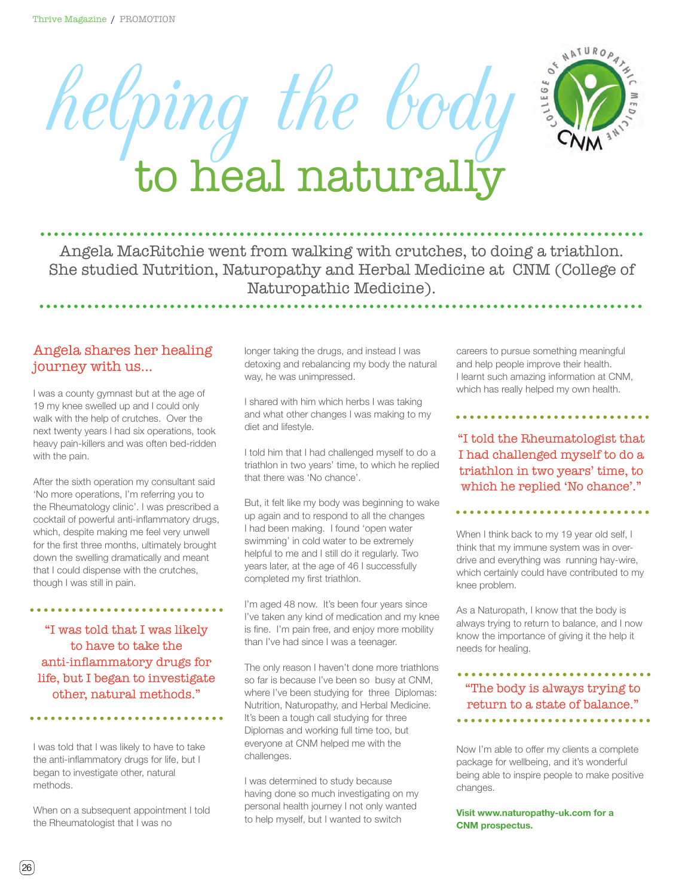# helping the body to heal naturally

Angela MacRitchie went from walking with crutches, to doing a triathlon. She studied Nutrition, Naturopathy and Herbal Medicine at CNM (College of Naturopathic Medicine).

## Angela shares her healing journey with us...

I was a county gymnast but at the age of 19 my knee swelled up and I could only walk with the help of crutches. Over the next twenty years I had six operations, took heavy pain-killers and was often bed-ridden with the pain.

After the sixth operation my consultant said 'No more operations, I'm referring you to the Rheumatology clinic'. I was prescribed a cocktail of powerful anti-inflammatory drugs, which, despite making me feel very unwell for the first three months, ultimately brought down the swelling dramatically and meant that I could dispense with the crutches, though I was still in pain.

> "I was told that I was likely to have to take the anti-inflammatory drugs for life, but I began to investigate other, natural methods."

I was told that I was likely to have to take the anti-inflammatory drugs for life, but I began to investigate other, natural methods.

When on a subsequent appointment I told the Rheumatologist that I was no longer taking the drugs, and instead I was detoxing and rebalancing my body the natural way, he was unimpressed.

I shared with him which herbs I was taking and what other changes I was making to my diet and lifestyle.

I told him that I had challenged myself to do a triathlon in two years' time, to which he replied that there was 'No chance'.

But, it felt like my body was beginning to wake up again and to respond to all the changes I had been making. I found 'open water swimming' in cold water to be extremely helpful to me and I still do it regularly. Two years later, at the age of 46 I successfully completed my first triathlon.

I'm aged 48 now. It's been four years since I've taken any kind of medication and my knee is fine. I'm pain free, and enjoy more mobility than I've had since I was a teenager.

The only reason I haven't done more triathlons so far is because I've been so busy at CNM, where I've been studying for three Diplomas: Nutrition, Naturopathy, and Herbal Medicine. It's been a tough call studying for three Diplomas and working full time too, but everyone at CNM helped me with the challenges.

I was determined to study because having done so much investigating on my personal health journey I not only wanted to help myself, but I wanted to switch careers to pursue something meaningful and help people improve their health. I learnt such amazing information at CNM, which has really helped my own health.

> "I told the Rheumatologist that I had challenged myself to do a triathlon in two years' time, to which he replied 'No chance'."

When I think back to my 19 year old self, I think that my immune system was in over-drive and everything was running hay-wire, which certainly could have contributed to my knee problem.

As a Naturopath, I know that the body is always trying to return to balance, and I now know the importance of giving it the help it needs for healing.

> "The body is always trying to return to a state of balance."

Now I'm able to offer my clients a complete package for wellbeing, and it's wonderful being able to inspire people to make positive changes.

**Visit www.naturopathy-uk.com for a CNM prospectus.**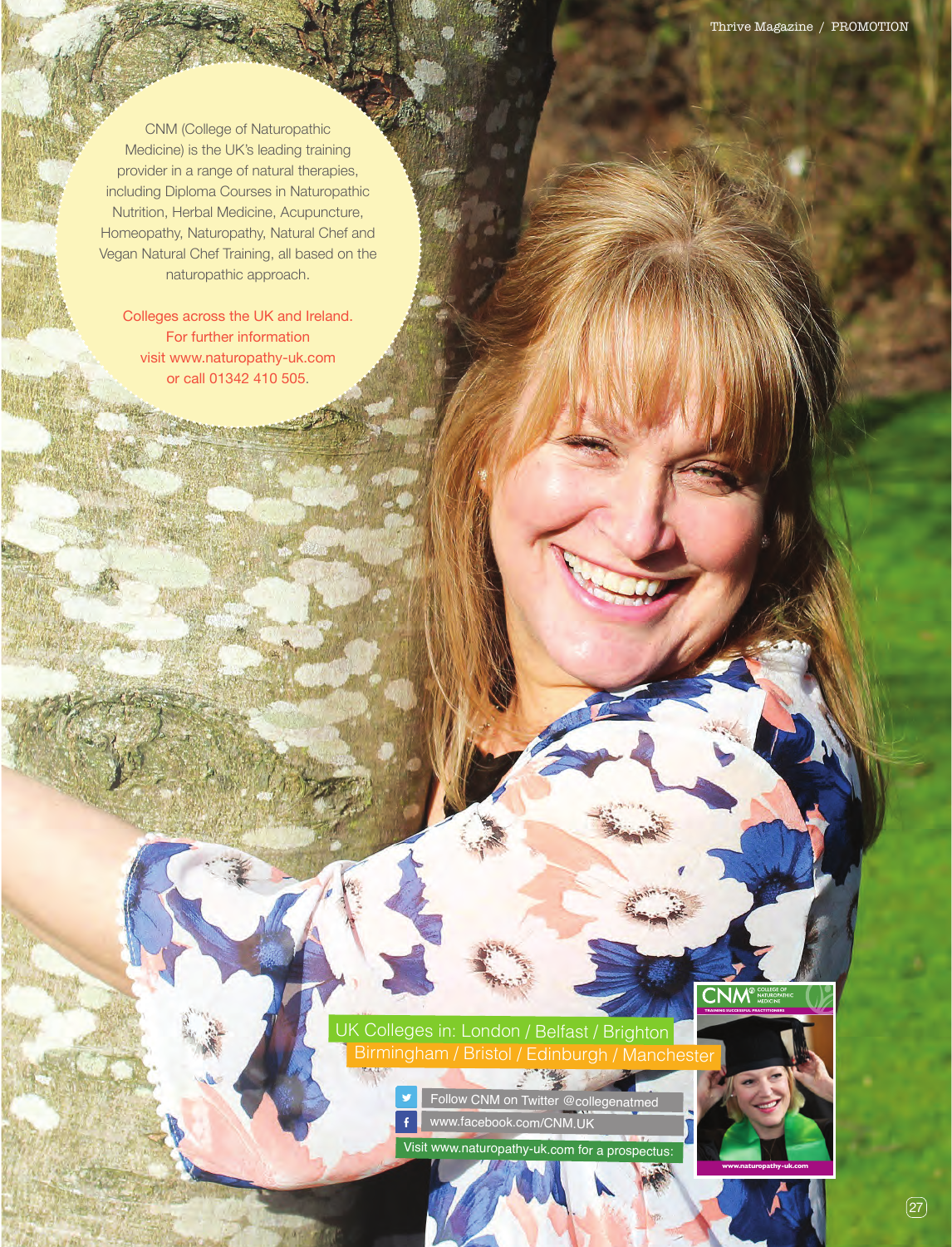CNM (College of Naturopathic Medicine) is the UK's leading training provider in a range of natural therapies, including Diploma Courses in Naturopathic Nutrition, Herbal Medicine, Acupuncture, Homeopathy, Naturopathy, Natural Chef and Vegan Natural Chef Training, all based on the naturopathic approach.

Colleges across the UK and Ireland. For further information visit www.naturopathy-uk.com or call 01342 410 505.

UK Colleges in: London / Belfast / Brighton
Birmingham / Bristol / Edinburgh / Manchester

Follow CNM on Twitter @collegenatmed

www.facebook.com/CNM.UK

Visit www.naturopathy-uk.com for a prospectus: